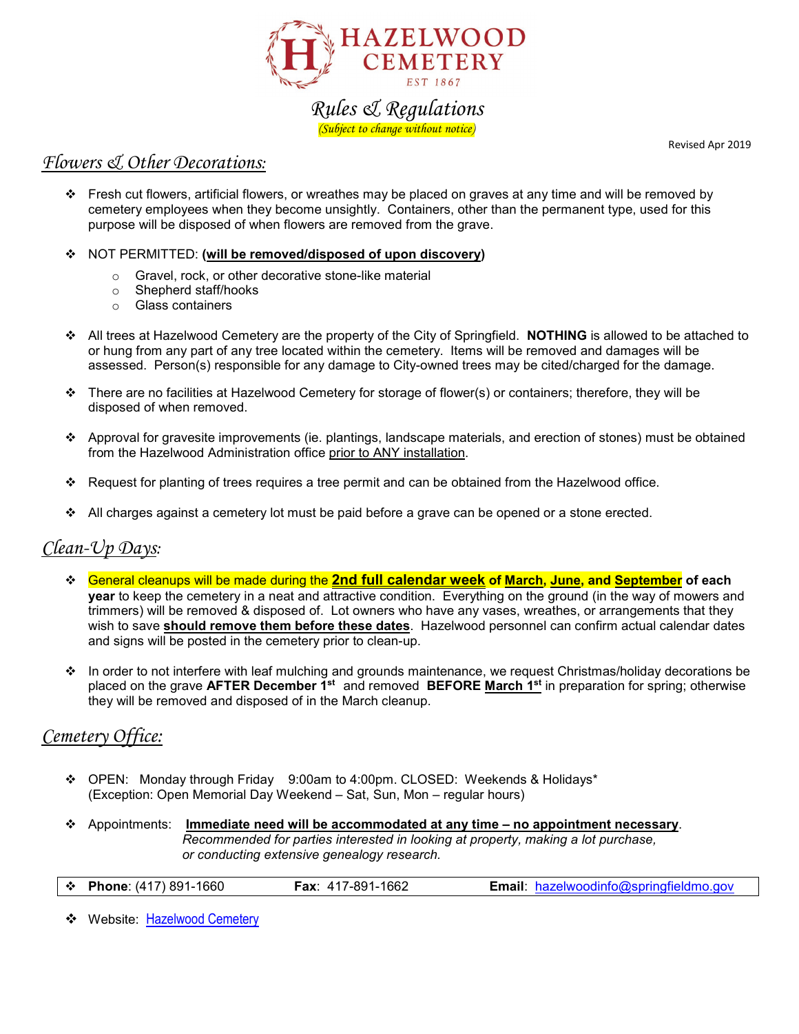# HAZELWOOD CEMETERY

*EST 1867*

## *Rules & Regulations*

*(Subject to change without notice)*

Revised Apr 2019

## *Flowers & Other Decorations:*

- Fresh cut flowers, artificial flowers, or wreathes may be placed on graves at any time and will be removed by cemetery employees when they become unsightly. Containers, other than the permanent type, used for this purpose will be disposed of when flowers are removed from the grave.

- NOT PERMITTED: **(will be removed/disposed of upon discovery)**
  - Gravel, rock, or other decorative stone-like material
  - Shepherd staff/hooks
  - Glass containers

- All trees at Hazelwood Cemetery are the property of the City of Springfield. **NOTHING** is allowed to be attached to or hung from any part of any tree located within the cemetery. Items will be removed and damages will be assessed. Person(s) responsible for any damage to City-owned trees may be cited/charged for the damage.

- There are no facilities at Hazelwood Cemetery for storage of flower(s) or containers; therefore, they will be disposed of when removed.

- Approval for gravesite improvements (ie. plantings, landscape materials, and erection of stones) must be obtained from the Hazelwood Administration office prior to ANY installation.

- Request for planting of trees requires a tree permit and can be obtained from the Hazelwood office.

- All charges against a cemetery lot must be paid before a grave can be opened or a stone erected.

## *Clean-Up Days:*

- General cleanups will be made during the **2nd full calendar week of March, June, and September of each year** to keep the cemetery in a neat and attractive condition. Everything on the ground (in the way of mowers and trimmers) will be removed & disposed of. Lot owners who have any vases, wreathes, or arrangements that they wish to save **should remove them before these dates**. Hazelwood personnel can confirm actual calendar dates and signs will be posted in the cemetery prior to clean-up.

- In order to not interfere with leaf mulching and grounds maintenance, we request Christmas/holiday decorations be placed on the grave **AFTER December 1st** and removed **BEFORE March 1st** in preparation for spring; otherwise they will be removed and disposed of in the March cleanup.

## *Cemetery Office:*

- OPEN: Monday through Friday 9:00am to 4:00pm. CLOSED: Weekends & Holidays*
  (Exception: Open Memorial Day Weekend – Sat, Sun, Mon – regular hours)

- Appointments: **Immediate need will be accommodated at any time – no appointment necessary**.
  *Recommended for parties interested in looking at property, making a lot purchase, or conducting extensive genealogy research.*

- **Phone**: (417) 891-1660 **Fax**: 417-891-1662 **Email**: hazelwoodinfo@springfieldmo.gov

- Website: Hazelwood Cemetery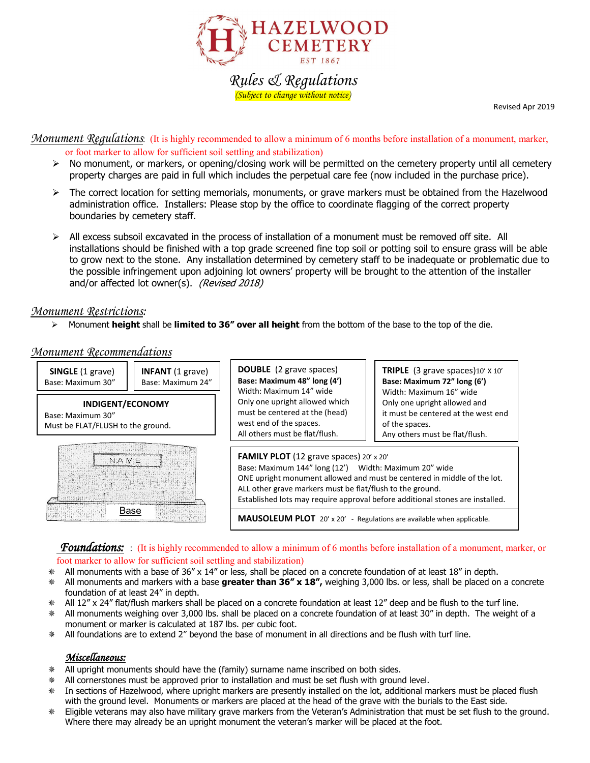# HAZELWOOD CEMETERY

EST 1867

## *Rules & Regulations*

*(Subject to change without notice)*

Revised Apr 2019

### *Monument Regulations*: (It is highly recommended to allow a minimum of 6 months before installation of a monument, marker, or foot marker to allow for sufficient soil settling and stabilization)

- No monument, or markers, or opening/closing work will be permitted on the cemetery property until all cemetery property charges are paid in full which includes the perpetual care fee (now included in the purchase price).
- The correct location for setting memorials, monuments, or grave markers must be obtained from the Hazelwood administration office. Installers: Please stop by the office to coordinate flagging of the correct property boundaries by cemetery staff.
- All excess subsoil excavated in the process of installation of a monument must be removed off site. All installations should be finished with a top grade screened fine top soil or potting soil to ensure grass will be able to grow next to the stone. Any installation determined by cemetery staff to be inadequate or problematic due to the possible infringement upon adjoining lot owners' property will be brought to the attention of the installer and/or affected lot owner(s). *(Revised 2018)*

### *Monument Restrictions:*

- Monument **height** shall be **limited to 36" over all height** from the bottom of the base to the top of the die.

### *Monument Recommendations*

**SINGLE** (1 grave)
Base: Maximum 30"

**INFANT** (1 grave)
Base: Maximum 24"

**INDIGENT/ECONOMY**
Base: Maximum 30"
Must be FLAT/FLUSH to the ground.

NAME

Base

**DOUBLE** (2 grave spaces)
**Base: Maximum 48" long (4')**
Width: Maximum 14" wide
Only one upright allowed which must be centered at the (head) west end of the spaces.
All others must be flat/flush.

**TRIPLE** (3 grave spaces) 10' X 10'
**Base: Maximum 72" long (6')**
Width: Maximum 16" wide
Only one upright allowed and it must be centered at the west end of the spaces.
Any others must be flat/flush.

**FAMILY PLOT** (12 grave spaces) 20' x 20'
Base: Maximum 144" long (12') Width: Maximum 20" wide
ONE upright monument allowed and must be centered in middle of the lot.
ALL other grave markers must be flat/flush to the ground.
Established lots may require approval before additional stones are installed.

**MAUSOLEUM PLOT** 20' x 20' - Regulations are available when applicable.

### ***Foundations:*** : (It is highly recommended to allow a minimum of 6 months before installation of a monument, marker, or foot marker to allow for sufficient soil settling and stabilization)

- All monuments with a base of 36" x 14" or less, shall be placed on a concrete foundation of at least 18" in depth.
- All monuments and markers with a base **greater than 36" x 18",** weighing 3,000 lbs. or less, shall be placed on a concrete foundation of at least 24" in depth.
- All 12" x 24" flat/flush markers shall be placed on a concrete foundation at least 12" deep and be flush to the turf line.
- All monuments weighing over 3,000 lbs. shall be placed on a concrete foundation of at least 30" in depth. The weight of a monument or marker is calculated at 187 lbs. per cubic foot.
- All foundations are to extend 2" beyond the base of monument in all directions and be flush with turf line.

### *Miscellaneous:*

- All upright monuments should have the (family) surname name inscribed on both sides.
- All cornerstones must be approved prior to installation and must be set flush with ground level.
- In sections of Hazelwood, where upright markers are presently installed on the lot, additional markers must be placed flush with the ground level. Monuments or markers are placed at the head of the grave with the burials to the East side.
- Eligible veterans may also have military grave markers from the Veteran's Administration that must be set flush to the ground. Where there may already be an upright monument the veteran's marker will be placed at the foot.